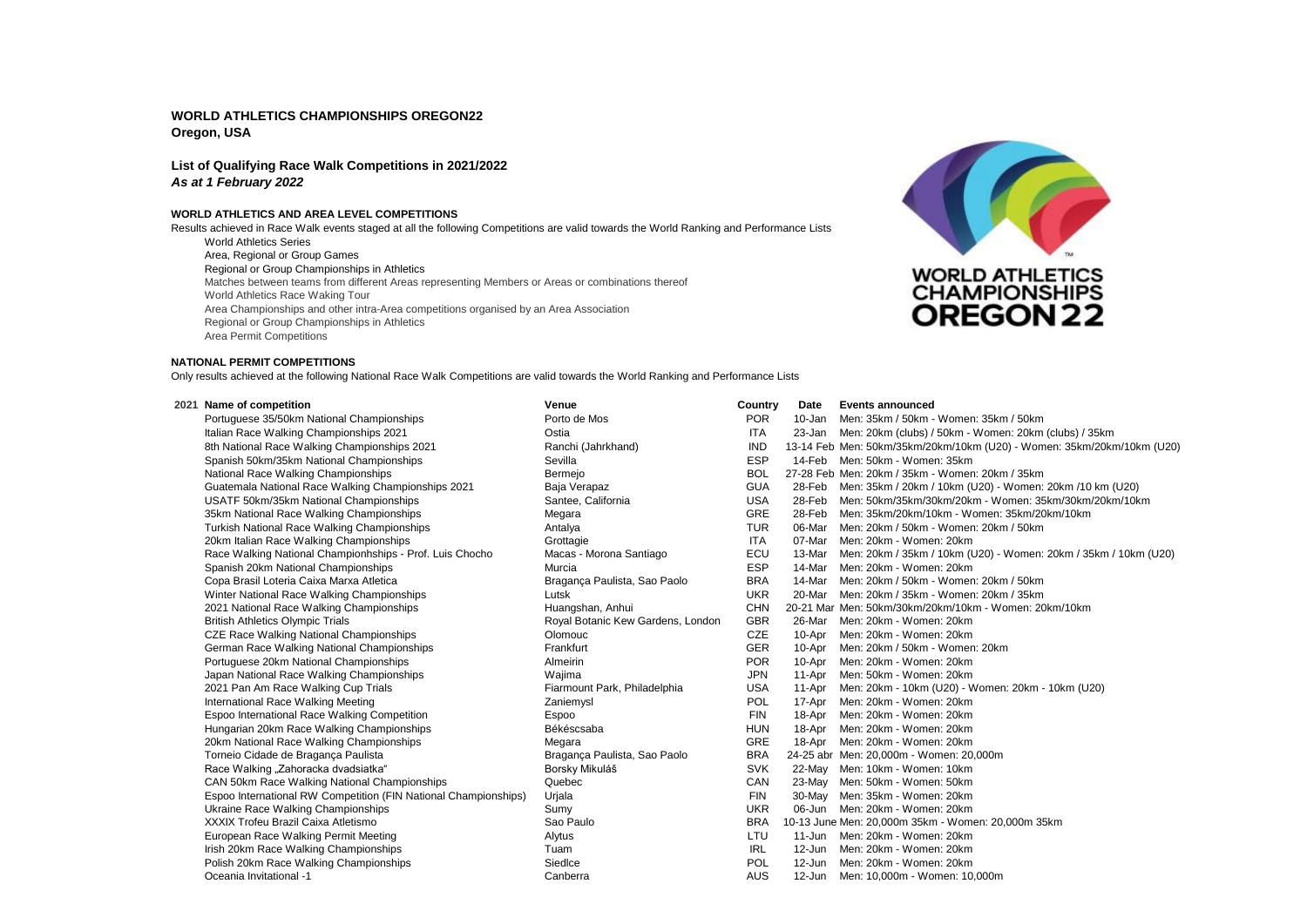**WORLD ATHLETICS CHAMPIONSHIPS OREGON22**
**Oregon, USA**

**List of Qualifying Race Walk Competitions in 2021/2022**
***As at 1 February 2022***

**WORLD ATHLETICS AND AREA LEVEL COMPETITIONS**

Results achieved in Race Walk events staged at all the following Competitions are valid towards the World Ranking and Performance Lists

- World Athletics Series
- Area, Regional or Group Games
- Regional or Group Championships in Athletics
- Matches between teams from different Areas representing Members or Areas or combinations thereof
- World Athletics Race Waking Tour
- Area Championships and other intra-Area competitions organised by an Area Association
- Regional or Group Championships in Athletics
- Area Permit Competitions

**NATIONAL PERMIT COMPETITIONS**

Only results achieved at the following National Race Walk Competitions are valid towards the World Ranking and Performance Lists

| 2021 | Name of competition | Venue | Country | Date | Events announced |
|---|---|---|---|---|---|
| | Portuguese 35/50km National Championships | Porto de Mos | POR | 10-Jan | Men: 35km / 50km - Women: 35km / 50km |
| | Italian Race Walking Championships 2021 | Ostia | ITA | 23-Jan | Men: 20km (clubs) / 50km - Women: 20km (clubs) / 35km |
| | 8th National Race Walking Championships 2021 | Ranchi (Jahrkhand) | IND | 13-14 Feb | Men: 50km/35km/20km/10km (U20) - Women: 35km/20km/10km (U20) |
| | Spanish 50km/35km National Championships | Sevilla | ESP | 14-Feb | Men: 50km - Women: 35km |
| | National Race Walking Championships | Bermejo | BOL | 27-28 Feb | Men: 20km / 35km - Women: 20km / 35km |
| | Guatemala National Race Walking Championships 2021 | Baja Verapaz | GUA | 28-Feb | Men: 35km / 20km / 10km (U20) - Women: 20km /10 km (U20) |
| | USATF 50km/35km National Championships | Santee, California | USA | 28-Feb | Men: 50km/35km/30km/20km - Women: 35km/30km/20km/10km |
| | 35km National Race Walking Championships | Megara | GRE | 28-Feb | Men: 35km/20km/10km - Women: 35km/20km/10km |
| | Turkish National Race Walking Championships | Antalya | TUR | 06-Mar | Men: 20km / 50km - Women: 20km / 50km |
| | 20km Italian Race Walking Championships | Grottagie | ITA | 07-Mar | Men: 20km - Women: 20km |
| | Race Walking National Championhships - Prof. Luis Chocho | Macas - Morona Santiago | ECU | 13-Mar | Men: 20km / 35km / 10km (U20) - Women: 20km / 35km / 10km (U20) |
| | Spanish 20km National Championships | Murcia | ESP | 14-Mar | Men: 20km - Women: 20km |
| | Copa Brasil Loteria Caixa Marxa Atletica | Bragança Paulista, Sao Paolo | BRA | 14-Mar | Men: 20km / 50km - Women: 20km / 50km |
| | Winter National Race Walking Championships | Lutsk | UKR | 20-Mar | Men: 20km / 35km - Women: 20km / 35km |
| | 2021 National Race Walking Championships | Huangshan, Anhui | CHN | 20-21 Mar | Men: 50km/30km/20km/10km - Women: 20km/10km |
| | British Athletics Olympic Trials | Royal Botanic Kew Gardens, London | GBR | 26-Mar | Men: 20km - Women: 20km |
| | CZE Race Walking National Championships | Olomouc | CZE | 10-Apr | Men: 20km - Women: 20km |
| | German Race Walking National Championships | Frankfurt | GER | 10-Apr | Men: 20km / 50km - Women: 20km |
| | Portuguese 20km National Championships | Almeirin | POR | 10-Apr | Men: 20km - Women: 20km |
| | Japan National Race Walking Championships | Wajima | JPN | 11-Apr | Men: 50km - Women: 20km |
| | 2021 Pan Am Race Walking Cup Trials | Fiarmount Park, Philadelphia | USA | 11-Apr | Men: 20km - 10km (U20) - Women: 20km - 10km (U20) |
| | International Race Walking Meeting | Zaniemysl | POL | 17-Apr | Men: 20km - Women: 20km |
| | Espoo International Race Walking Competition | Espoo | FIN | 18-Apr | Men: 20km - Women: 20km |
| | Hungarian 20km Race Walking Championships | Békéscsaba | HUN | 18-Apr | Men: 20km - Women: 20km |
| | 20km National Race Walking Championships | Megara | GRE | 18-Apr | Men: 20km - Women: 20km |
| | Torneio Cidade de Bragança Paulista | Bragança Paulista, Sao Paolo | BRA | 24-25 abr | Men: 20,000m - Women: 20,000m |
| | Race Walking „Zahoracka dvadsiatka“ | Borsky Mikuláš | SVK | 22-May | Men: 10km - Women: 10km |
| | CAN 50km Race Walking National Championships | Quebec | CAN | 23-May | Men: 50km - Women: 50km |
| | Espoo International RW Competition (FIN National Championships) | Urjala | FIN | 30-May | Men: 35km - Women: 20km |
| | Ukraine Race Walking Championships | Sumy | UKR | 06-Jun | Men: 20km - Women: 20km |
| | XXXIX Trofeu Brazil Caixa Atletismo | Sao Paulo | BRA | 10-13 June | Men: 20,000m 35km - Women: 20,000m 35km |
| | European Race Walking Permit Meeting | Alytus | LTU | 11-Jun | Men: 20km - Women: 20km |
| | Irish 20km Race Walking Championships | Tuam | IRL | 12-Jun | Men: 20km - Women: 20km |
| | Polish 20km Race Walking Championships | Siedlce | POL | 12-Jun | Men: 20km - Women: 20km |
| | Oceania Invitational -1 | Canberra | AUS | 12-Jun | Men: 10,000m - Women: 10,000m |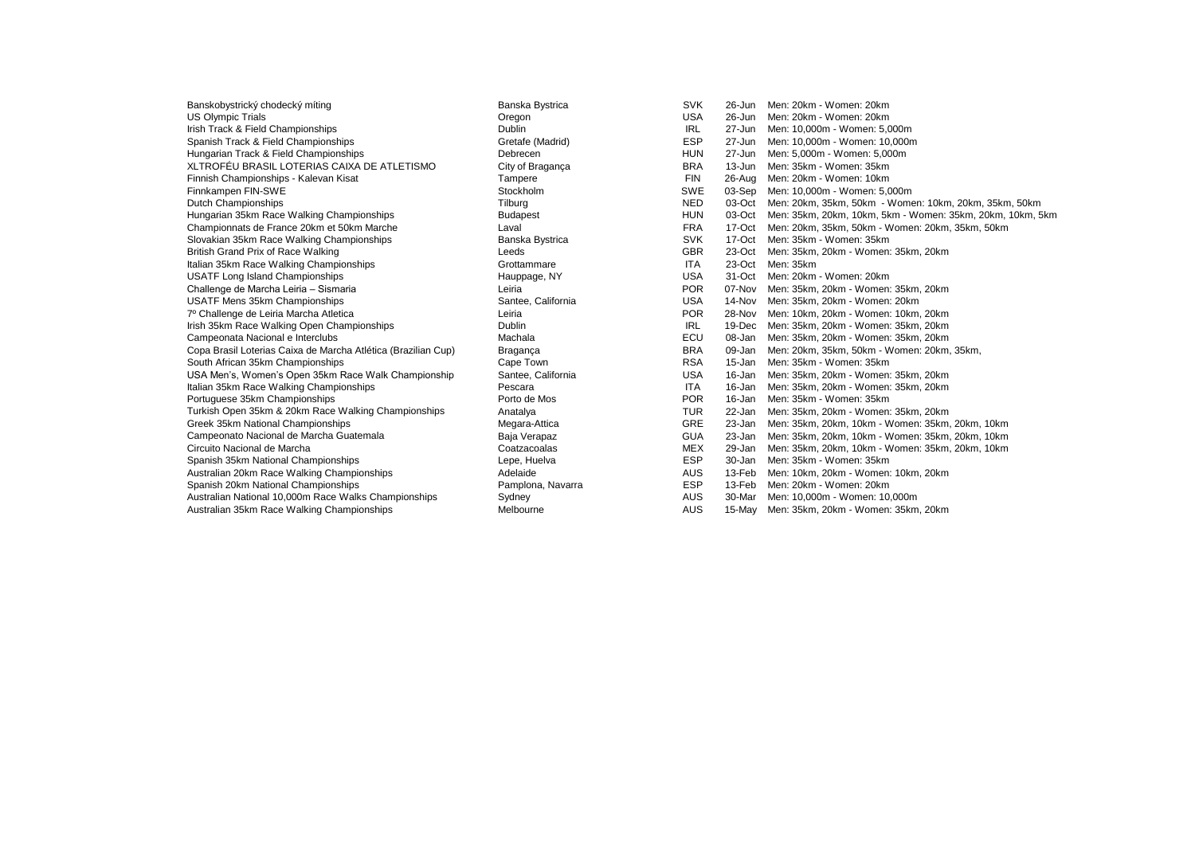| | | | | |
|---|---|---|---|---|
| Banskobystrický chodecký míting | Banska Bystrica | SVK | 26-Jun | Men: 20km - Women: 20km |
| US Olympic Trials | Oregon | USA | 26-Jun | Men: 20km - Women: 20km |
| Irish Track & Field Championships | Dublin | IRL | 27-Jun | Men: 10,000m - Women: 5,000m |
| Spanish Track & Field Championships | Gretafe (Madrid) | ESP | 27-Jun | Men: 10,000m - Women: 10,000m |
| Hungarian Track & Field Championships | Debrecen | HUN | 27-Jun | Men: 5,000m - Women: 5,000m |
| XLTROFÉU BRASIL LOTERIAS CAIXA DE ATLETISMO | City of Bragança | BRA | 13-Jun | Men: 35km - Women: 35km |
| Finnish Championships - Kalevan Kisat | Tampere | FIN | 26-Aug | Men: 20km - Women: 10km |
| Finnkampen FIN-SWE | Stockholm | SWE | 03-Sep | Men: 10,000m - Women: 5,000m |
| Dutch Championships | Tilburg | NED | 03-Oct | Men: 20km, 35km, 50km - Women: 10km, 20km, 35km, 50km |
| Hungarian 35km Race Walking Championships | Budapest | HUN | 03-Oct | Men: 35km, 20km, 10km, 5km - Women: 35km, 20km, 10km, 5km |
| Championnats de France 20km et 50km Marche | Laval | FRA | 17-Oct | Men: 20km, 35km, 50km - Women: 20km, 35km, 50km |
| Slovakian 35km Race Walking Championships | Banska Bystrica | SVK | 17-Oct | Men: 35km - Women: 35km |
| British Grand Prix of Race Walking | Leeds | GBR | 23-Oct | Men: 35km, 20km - Women: 35km, 20km |
| Italian 35km Race Walking Championships | Grottammare | ITA | 23-Oct | Men: 35km |
| USATF Long Island Championships | Hauppage, NY | USA | 31-Oct | Men: 20km - Women: 20km |
| Challenge de Marcha Leiria – Sismaria | Leiria | POR | 07-Nov | Men: 35km, 20km - Women: 35km, 20km |
| USATF Mens 35km Championships | Santee, California | USA | 14-Nov | Men: 35km, 20km - Women: 20km |
| 7º Challenge de Leiria Marcha Atletica | Leiria | POR | 28-Nov | Men: 10km, 20km - Women: 10km, 20km |
| Irish 35km Race Walking Open Championships | Dublin | IRL | 19-Dec | Men: 35km, 20km - Women: 35km, 20km |
| Campeonata Nacional e Interclubs | Machala | ECU | 08-Jan | Men: 35km, 20km - Women: 35km, 20km |
| Copa Brasil Loterias Caixa de Marcha Atlética (Brazilian Cup) | Bragança | BRA | 09-Jan | Men: 20km, 35km, 50km - Women: 20km, 35km, |
| South African 35km Championships | Cape Town | RSA | 15-Jan | Men: 35km - Women: 35km |
| USA Men's, Women's Open 35km Race Walk Championship | Santee, California | USA | 16-Jan | Men: 35km, 20km - Women: 35km, 20km |
| Italian 35km Race Walking Championships | Pescara | ITA | 16-Jan | Men: 35km, 20km - Women: 35km, 20km |
| Portuguese 35km Championships | Porto de Mos | POR | 16-Jan | Men: 35km - Women: 35km |
| Turkish Open 35km & 20km Race Walking Championships | Anatalya | TUR | 22-Jan | Men: 35km, 20km - Women: 35km, 20km |
| Greek 35km National Championships | Megara-Attica | GRE | 23-Jan | Men: 35km, 20km, 10km - Women: 35km, 20km, 10km |
| Campeonato Nacional de Marcha Guatemala | Baja Verapaz | GUA | 23-Jan | Men: 35km, 20km, 10km - Women: 35km, 20km, 10km |
| Circuito Nacional de Marcha | Coatzacoalas | MEX | 29-Jan | Men: 35km, 20km, 10km - Women: 35km, 20km, 10km |
| Spanish 35km National Championships | Lepe, Huelva | ESP | 30-Jan | Men: 35km - Women: 35km |
| Australian 20km Race Walking Championships | Adelaide | AUS | 13-Feb | Men: 10km, 20km - Women: 10km, 20km |
| Spanish 20km National Championships | Pamplona, Navarra | ESP | 13-Feb | Men: 20km - Women: 20km |
| Australian National 10,000m Race Walks Championships | Sydney | AUS | 30-Mar | Men: 10,000m - Women: 10,000m |
| Australian 35km Race Walking Championships | Melbourne | AUS | 15-May | Men: 35km, 20km - Women: 35km, 20km |